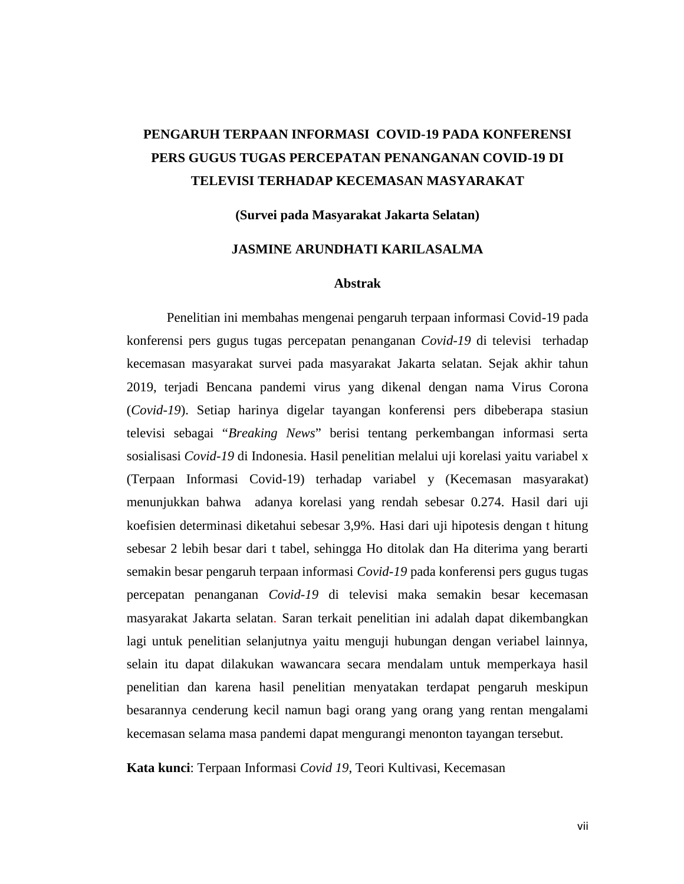# PENGARUH TERPAAN INFORMASI COVID-19 PADA KONFERENSI PERS GUGUS TUGAS PERCEPATAN PENANGANAN COVID-19 DI TELEVISI TERHADAP KECEMASAN MASYARAKAT

**(Survei pada Masyarakat Jakarta Selatan)**

**JASMINE ARUNDHATI KARILASALMA**

## Abstrak

Penelitian ini membahas mengenai pengaruh terpaan informasi Covid-19 pada konferensi pers gugus tugas percepatan penanganan *Covid-19* di televisi terhadap kecemasan masyarakat survei pada masyarakat Jakarta selatan. Sejak akhir tahun 2019, terjadi Bencana pandemi virus yang dikenal dengan nama Virus Corona (*Covid-19*). Setiap harinya digelar tayangan konferensi pers dibeberapa stasiun televisi sebagai "*Breaking News*" berisi tentang perkembangan informasi serta sosialisasi *Covid-19* di Indonesia. Hasil penelitian melalui uji korelasi yaitu variabel x (Terpaan Informasi Covid-19) terhadap variabel y (Kecemasan masyarakat) menunjukkan bahwa adanya korelasi yang rendah sebesar 0.274. Hasil dari uji koefisien determinasi diketahui sebesar 3,9%. Hasi dari uji hipotesis dengan t hitung sebesar 2 lebih besar dari t tabel, sehingga Ho ditolak dan Ha diterima yang berarti semakin besar pengaruh terpaan informasi *Covid-19* pada konferensi pers gugus tugas percepatan penanganan *Covid-19* di televisi maka semakin besar kecemasan masyarakat Jakarta selatan. Saran terkait penelitian ini adalah dapat dikembangkan lagi untuk penelitian selanjutnya yaitu menguji hubungan dengan veriabel lainnya, selain itu dapat dilakukan wawancara secara mendalam untuk memperkaya hasil penelitian dan karena hasil penelitian menyatakan terdapat pengaruh meskipun besarannya cenderung kecil namun bagi orang yang orang yang rentan mengalami kecemasan selama masa pandemi dapat mengurangi menonton tayangan tersebut.

**Kata kunci**: Terpaan Informasi *Covid 19*, Teori Kultivasi, Kecemasan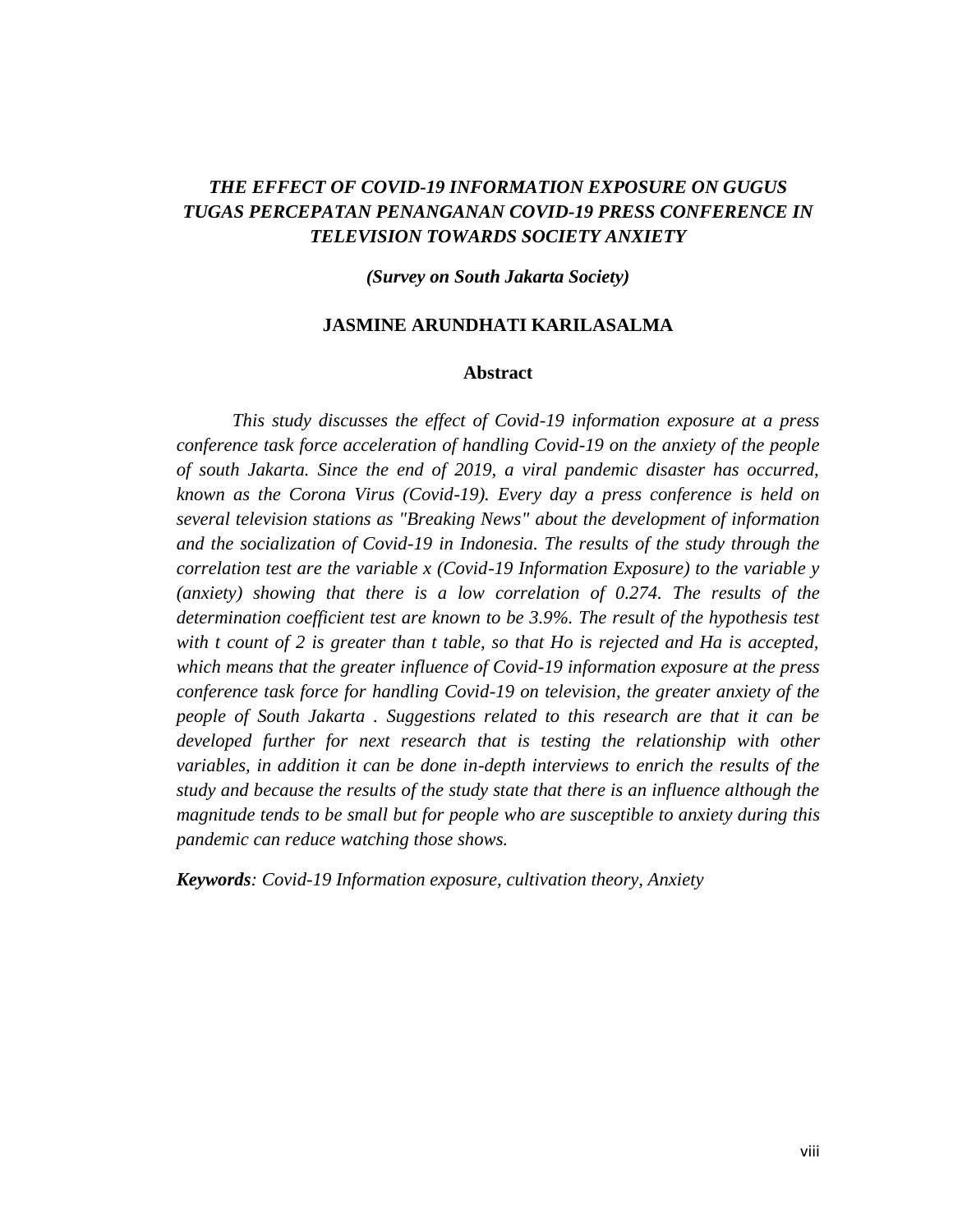# *THE EFFECT OF COVID-19 INFORMATION EXPOSURE ON GUGUS TUGAS PERCEPATAN PENANGANAN COVID-19 PRESS CONFERENCE IN TELEVISION TOWARDS SOCIETY ANXIETY*

***(Survey on South Jakarta Society)***

**JASMINE ARUNDHATI KARILASALMA**

## Abstract

*This study discusses the effect of Covid-19 information exposure at a press conference task force acceleration of handling Covid-19 on the anxiety of the people of south Jakarta. Since the end of 2019, a viral pandemic disaster has occurred, known as the Corona Virus (Covid-19). Every day a press conference is held on several television stations as "Breaking News" about the development of information and the socialization of Covid-19 in Indonesia. The results of the study through the correlation test are the variable x (Covid-19 Information Exposure) to the variable y (anxiety) showing that there is a low correlation of 0.274. The results of the determination coefficient test are known to be 3.9%. The result of the hypothesis test with t count of 2 is greater than t table, so that Ho is rejected and Ha is accepted, which means that the greater influence of Covid-19 information exposure at the press conference task force for handling Covid-19 on television, the greater anxiety of the people of South Jakarta . Suggestions related to this research are that it can be developed further for next research that is testing the relationship with other variables, in addition it can be done in-depth interviews to enrich the results of the study and because the results of the study state that there is an influence although the magnitude tends to be small but for people who are susceptible to anxiety during this pandemic can reduce watching those shows.*

***Keywords**: Covid-19 Information exposure, cultivation theory, Anxiety*